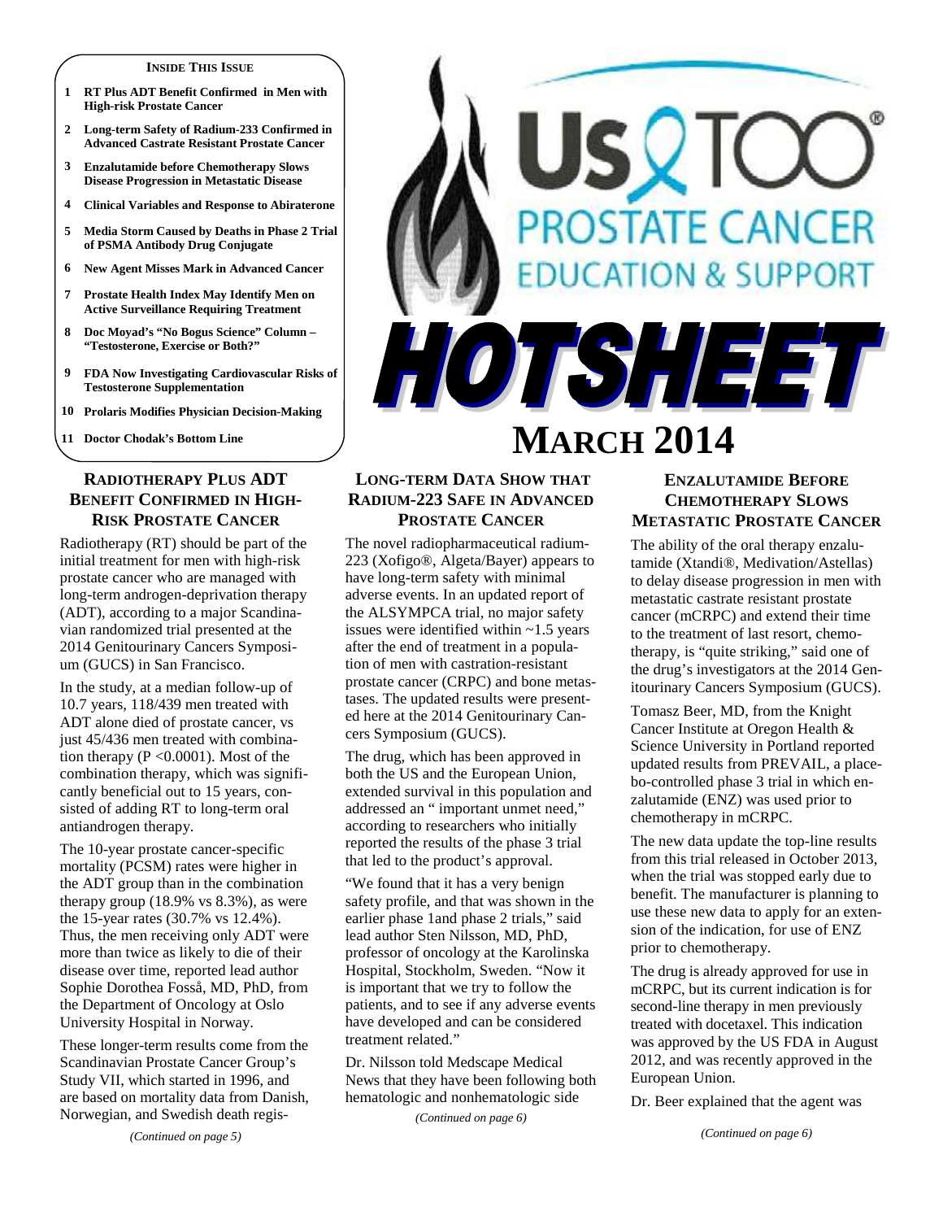**INSIDE THIS ISSUE**

1. **RT Plus ADT Benefit Confirmed in Men with High-risk Prostate Cancer**
2. **Long-term Safety of Radium-233 Confirmed in Advanced Castrate Resistant Prostate Cancer**
3. **Enzalutamide before Chemotherapy Slows Disease Progression in Metastatic Disease**
4. **Clinical Variables and Response to Abiraterone**
5. **Media Storm Caused by Deaths in Phase 2 Trial of PSMA Antibody Drug Conjugate**
6. **New Agent Misses Mark in Advanced Cancer**
7. **Prostate Health Index May Identify Men on Active Surveillance Requiring Treatment**
8. **Doc Moyad's "No Bogus Science" Column – "Testosterone, Exercise or Both?"**
9. **FDA Now Investigating Cardiovascular Risks of Testosterone Supplementation**
10. **Prolaris Modifies Physician Decision-Making**
11. **Doctor Chodak's Bottom Line**

# US TOO® PROSTATE CANCER EDUCATION & SUPPORT

# HOTSHEET

# MARCH 2014

## RADIOTHERAPY PLUS ADT BENEFIT CONFIRMED IN HIGH-RISK PROSTATE CANCER

Radiotherapy (RT) should be part of the initial treatment for men with high-risk prostate cancer who are managed with long-term androgen-deprivation therapy (ADT), according to a major Scandinavian randomized trial presented at the 2014 Genitourinary Cancers Symposium (GUCS) in San Francisco.

In the study, at a median follow-up of 10.7 years, 118/439 men treated with ADT alone died of prostate cancer, vs just 45/436 men treated with combination therapy ($P < 0.0001$). Most of the combination therapy, which was significantly beneficial out to 15 years, consisted of adding RT to long-term oral antiandrogen therapy.

The 10-year prostate cancer-specific mortality (PCSM) rates were higher in the ADT group than in the combination therapy group (18.9% vs 8.3%), as were the 15-year rates (30.7% vs 12.4%). Thus, the men receiving only ADT were more than twice as likely to die of their disease over time, reported lead author Sophie Dorothea Fosså, MD, PhD, from the Department of Oncology at Oslo University Hospital in Norway.

These longer-term results come from the Scandinavian Prostate Cancer Group's Study VII, which started in 1996, and are based on mortality data from Danish, Norwegian, and Swedish death regis-

*(Continued on page 5)*

## LONG-TERM DATA SHOW THAT RADIUM-223 SAFE IN ADVANCED PROSTATE CANCER

The novel radiopharmaceutical radium-223 (Xofigo®, Algeta/Bayer) appears to have long-term safety with minimal adverse events. In an updated report of the ALSYMPCA trial, no major safety issues were identified within ~1.5 years after the end of treatment in a population of men with castration-resistant prostate cancer (CRPC) and bone metastases. The updated results were presented here at the 2014 Genitourinary Cancers Symposium (GUCS).

The drug, which has been approved in both the US and the European Union, extended survival in this population and addressed an " important unmet need," according to researchers who initially reported the results of the phase 3 trial that led to the product's approval.

"We found that it has a very benign safety profile, and that was shown in the earlier phase 1and phase 2 trials," said lead author Sten Nilsson, MD, PhD, professor of oncology at the Karolinska Hospital, Stockholm, Sweden. "Now it is important that we try to follow the patients, and to see if any adverse events have developed and can be considered treatment related."

Dr. Nilsson told Medscape Medical News that they have been following both hematologic and nonhematologic side

*(Continued on page 6)*

## ENZALUTAMIDE BEFORE CHEMOTHERAPY SLOWS METASTATIC PROSTATE CANCER

The ability of the oral therapy enzalutamide (Xtandi®, Medivation/Astellas) to delay disease progression in men with metastatic castrate resistant prostate cancer (mCRPC) and extend their time to the treatment of last resort, chemotherapy, is "quite striking," said one of the drug's investigators at the 2014 Genitourinary Cancers Symposium (GUCS).

Tomasz Beer, MD, from the Knight Cancer Institute at Oregon Health & Science University in Portland reported updated results from PREVAIL, a placebo-controlled phase 3 trial in which enzalutamide (ENZ) was used prior to chemotherapy in mCRPC.

The new data update the top-line results from this trial released in October 2013, when the trial was stopped early due to benefit. The manufacturer is planning to use these new data to apply for an extension of the indication, for use of ENZ prior to chemotherapy.

The drug is already approved for use in mCRPC, but its current indication is for second-line therapy in men previously treated with docetaxel. This indication was approved by the US FDA in August 2012, and was recently approved in the European Union.

Dr. Beer explained that the agent was

*(Continued on page 6)*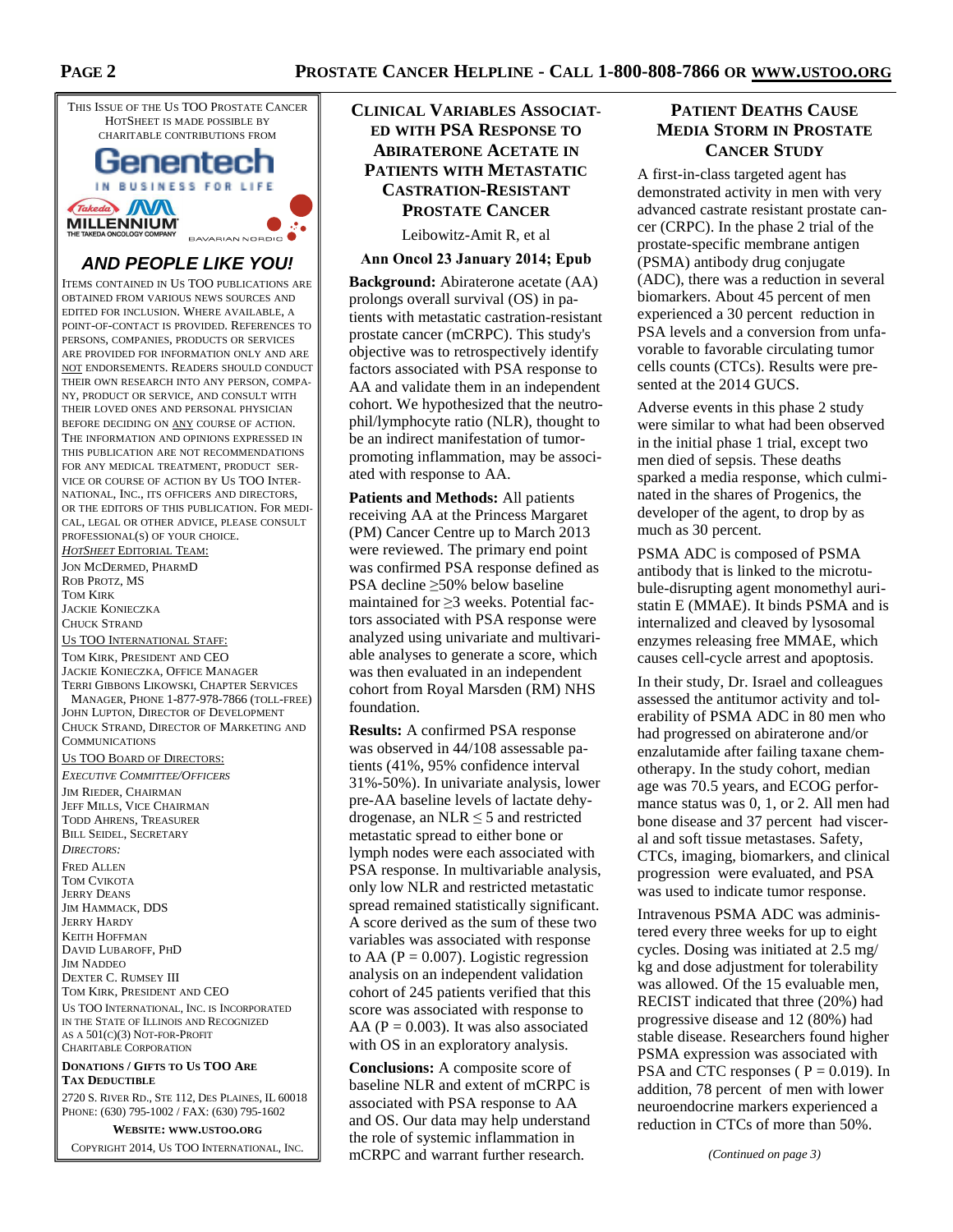This Issue of the Us TOO Prostate Cancer HotSheet is made possible by charitable contributions from

Genentech — In Business For Life

Takeda / Millennium — The Takeda Oncology Company

Bavarian Nordic

## AND PEOPLE LIKE YOU!

Items contained in Us TOO publications are obtained from various news sources and edited for inclusion. Where available, a point-of-contact is provided. References to persons, companies, products or services are provided for information only and are NOT endorsements. Readers should conduct their own research into any person, company, product or service, and consult with their loved ones and personal physician before deciding on ANY course of action. The information and opinions expressed in this publication are not recommendations for any medical treatment, product service or course of action by Us TOO International, Inc., its officers and directors, or the editors of this publication. For medical, legal or other advice, please consult professional(s) of your choice.

*HotSheet* Editorial Team:

Jon McDermed, PharmD
Rob Protz, MS
Tom Kirk
Jackie Konieczka
Chuck Strand

Us TOO International Staff:

Tom Kirk, President and CEO
Jackie Konieczka, Office Manager
Terri Gibbons Likowski, Chapter Services Manager, Phone 1-877-978-7866 (toll-free)
John Lupton, Director of Development
Chuck Strand, Director of Marketing and Communications

Us TOO Board of Directors:

*Executive Committee/Officers*

Jim Rieder, Chairman
Jeff Mills, Vice Chairman
Todd Ahrens, Treasurer
Bill Seidel, Secretary

*Directors:*

Fred Allen
Tom Cvikota
Jerry Deans
Jim Hammack, DDS
Jerry Hardy
Keith Hoffman
David Lubaroff, PhD
Jim Naddeo
Dexter C. Rumsey III
Tom Kirk, President and CEO

Us TOO International, Inc. is incorporated in the State of Illinois and recognized as a 501(c)(3) not-for-profit charitable corporation

**Donations / Gifts to Us TOO are Tax Deductible**

2720 S. River Rd., Ste 112, Des Plaines, IL 60018
Phone: (630) 795-1002 / Fax: (630) 795-1602

**Website: www.ustoo.org**

Copyright 2014, Us TOO International, Inc.

## Clinical Variables Associated with PSA Response to Abiraterone Acetate in Patients with Metastatic Castration-Resistant Prostate Cancer

Leibowitz-Amit R, et al

**Ann Oncol 23 January 2014; Epub**

**Background:** Abiraterone acetate (AA) prolongs overall survival (OS) in patients with metastatic castration-resistant prostate cancer (mCRPC). This study's objective was to retrospectively identify factors associated with PSA response to AA and validate them in an independent cohort. We hypothesized that the neutrophil/lymphocyte ratio (NLR), thought to be an indirect manifestation of tumor-promoting inflammation, may be associated with response to AA.

**Patients and Methods:** All patients receiving AA at the Princess Margaret (PM) Cancer Centre up to March 2013 were reviewed. The primary end point was confirmed PSA response defined as PSA decline ≥50% below baseline maintained for ≥3 weeks. Potential factors associated with PSA response were analyzed using univariate and multivariable analyses to generate a score, which was then evaluated in an independent cohort from Royal Marsden (RM) NHS foundation.

**Results:** A confirmed PSA response was observed in 44/108 assessable patients (41%, 95% confidence interval 31%-50%). In univariate analysis, lower pre-AA baseline levels of lactate dehydrogenase, an NLR ≤ 5 and restricted metastatic spread to either bone or lymph nodes were each associated with PSA response. In multivariable analysis, only low NLR and restricted metastatic spread remained statistically significant. A score derived as the sum of these two variables was associated with response to AA ($P = 0.007$). Logistic regression analysis on an independent validation cohort of 245 patients verified that this score was associated with response to AA ($P = 0.003$). It was also associated with OS in an exploratory analysis.

**Conclusions:** A composite score of baseline NLR and extent of mCRPC is associated with PSA response to AA and OS. Our data may help understand the role of systemic inflammation in mCRPC and warrant further research.

## Patient Deaths Cause Media Storm in Prostate Cancer Study

A first-in-class targeted agent has demonstrated activity in men with very advanced castrate resistant prostate cancer (CRPC). In the phase 2 trial of the prostate-specific membrane antigen (PSMA) antibody drug conjugate (ADC), there was a reduction in several biomarkers. About 45 percent of men experienced a 30 percent reduction in PSA levels and a conversion from unfavorable to favorable circulating tumor cells counts (CTCs). Results were presented at the 2014 GUCS.

Adverse events in this phase 2 study were similar to what had been observed in the initial phase 1 trial, except two men died of sepsis. These deaths sparked a media response, which culminated in the shares of Progenics, the developer of the agent, to drop by as much as 30 percent.

PSMA ADC is composed of PSMA antibody that is linked to the microtubule-disrupting agent monomethyl auristatin E (MMAE). It binds PSMA and is internalized and cleaved by lysosomal enzymes releasing free MMAE, which causes cell-cycle arrest and apoptosis.

In their study, Dr. Israel and colleagues assessed the antitumor activity and tolerability of PSMA ADC in 80 men who had progressed on abiraterone and/or enzalutamide after failing taxane chemotherapy. In the study cohort, median age was 70.5 years, and ECOG performance status was 0, 1, or 2. All men had bone disease and 37 percent had visceral and soft tissue metastases. Safety, CTCs, imaging, biomarkers, and clinical progression were evaluated, and PSA was used to indicate tumor response.

Intravenous PSMA ADC was administered every three weeks for up to eight cycles. Dosing was initiated at 2.5 mg/kg and dose adjustment for tolerability was allowed. Of the 15 evaluable men, RECIST indicated that three (20%) had progressive disease and 12 (80%) had stable disease. Researchers found higher PSMA expression was associated with PSA and CTC responses ( $P = 0.019$). In addition, 78 percent of men with lower neuroendocrine markers experienced a reduction in CTCs of more than 50%.

*(Continued on page 3)*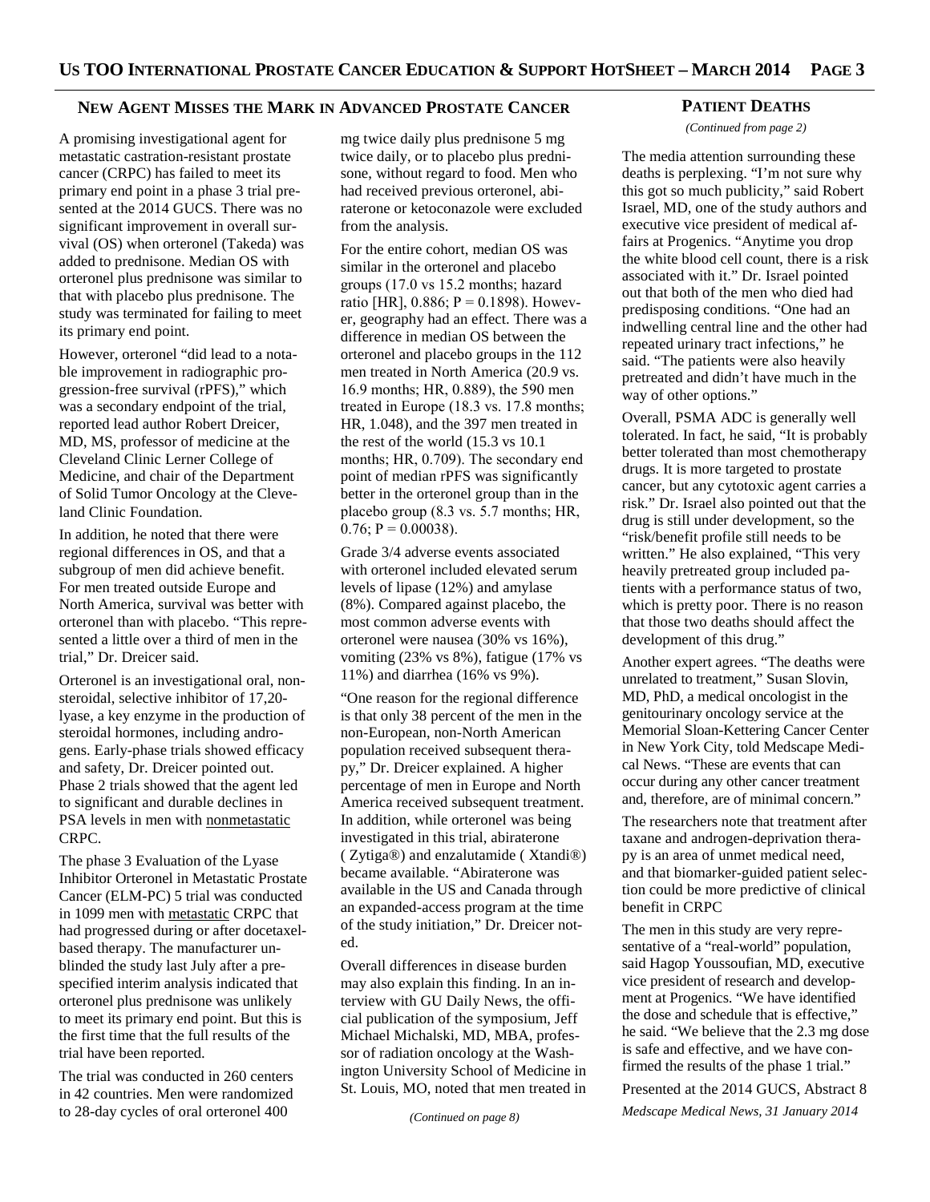## New Agent Misses the Mark in Advanced Prostate Cancer

A promising investigational agent for metastatic castration-resistant prostate cancer (CRPC) has failed to meet its primary end point in a phase 3 trial presented at the 2014 GUCS. There was no significant improvement in overall survival (OS) when orteronel (Takeda) was added to prednisone. Median OS with orteronel plus prednisone was similar to that with placebo plus prednisone. The study was terminated for failing to meet its primary end point.

However, orteronel "did lead to a notable improvement in radiographic progression-free survival (rPFS)," which was a secondary endpoint of the trial, reported lead author Robert Dreicer, MD, MS, professor of medicine at the Cleveland Clinic Lerner College of Medicine, and chair of the Department of Solid Tumor Oncology at the Cleveland Clinic Foundation.

In addition, he noted that there were regional differences in OS, and that a subgroup of men did achieve benefit. For men treated outside Europe and North America, survival was better with orteronel than with placebo. "This represented a little over a third of men in the trial," Dr. Dreicer said.

Orteronel is an investigational oral, nonsteroidal, selective inhibitor of 17,20-lyase, a key enzyme in the production of steroidal hormones, including androgens. Early-phase trials showed efficacy and safety, Dr. Dreicer pointed out. Phase 2 trials showed that the agent led to significant and durable declines in PSA levels in men with nonmetastatic CRPC.

The phase 3 Evaluation of the Lyase Inhibitor Orteronel in Metastatic Prostate Cancer (ELM-PC) 5 trial was conducted in 1099 men with metastatic CRPC that had progressed during or after docetaxel-based therapy. The manufacturer unblinded the study last July after a prespecified interim analysis indicated that orteronel plus prednisone was unlikely to meet its primary end point. But this is the first time that the full results of the trial have been reported.

The trial was conducted in 260 centers in 42 countries. Men were randomized to 28-day cycles of oral orteronel 400 mg twice daily plus prednisone 5 mg twice daily, or to placebo plus prednisone, without regard to food. Men who had received previous orteronel, abiraterone or ketoconazole were excluded from the analysis.

For the entire cohort, median OS was similar in the orteronel and placebo groups (17.0 vs 15.2 months; hazard ratio [HR], 0.886; P = 0.1898). However, geography had an effect. There was a difference in median OS between the orteronel and placebo groups in the 112 men treated in North America (20.9 vs. 16.9 months; HR, 0.889), the 590 men treated in Europe (18.3 vs. 17.8 months; HR, 1.048), and the 397 men treated in the rest of the world (15.3 vs 10.1 months; HR, 0.709). The secondary end point of median rPFS was significantly better in the orteronel group than in the placebo group (8.3 vs. 5.7 months; HR, 0.76; P = 0.00038).

Grade 3/4 adverse events associated with orteronel included elevated serum levels of lipase (12%) and amylase (8%). Compared against placebo, the most common adverse events with orteronel were nausea (30% vs 16%), vomiting (23% vs 8%), fatigue (17% vs 11%) and diarrhea (16% vs 9%).

"One reason for the regional difference is that only 38 percent of the men in the non-European, non-North American population received subsequent therapy," Dr. Dreicer explained. A higher percentage of men in Europe and North America received subsequent treatment. In addition, while orteronel was being investigated in this trial, abiraterone ( Zytiga®) and enzalutamide ( Xtandi®) became available. "Abiraterone was available in the US and Canada through an expanded-access program at the time of the study initiation," Dr. Dreicer noted.

Overall differences in disease burden may also explain this finding. In an interview with GU Daily News, the official publication of the symposium, Jeff Michael Michalski, MD, MBA, professor of radiation oncology at the Washington University School of Medicine in St. Louis, MO, noted that men treated in

*(Continued on page 8)*

## Patient Deaths

*(Continued from page 2)*

The media attention surrounding these deaths is perplexing. "I'm not sure why this got so much publicity," said Robert Israel, MD, one of the study authors and executive vice president of medical affairs at Progenics. "Anytime you drop the white blood cell count, there is a risk associated with it." Dr. Israel pointed out that both of the men who died had predisposing conditions. "One had an indwelling central line and the other had repeated urinary tract infections," he said. "The patients were also heavily pretreated and didn't have much in the way of other options."

Overall, PSMA ADC is generally well tolerated. In fact, he said, "It is probably better tolerated than most chemotherapy drugs. It is more targeted to prostate cancer, but any cytotoxic agent carries a risk." Dr. Israel also pointed out that the drug is still under development, so the "risk/benefit profile still needs to be written." He also explained, "This very heavily pretreated group included patients with a performance status of two, which is pretty poor. There is no reason that those two deaths should affect the development of this drug."

Another expert agrees. "The deaths were unrelated to treatment," Susan Slovin, MD, PhD, a medical oncologist in the genitourinary oncology service at the Memorial Sloan-Kettering Cancer Center in New York City, told Medscape Medical News. "These are events that can occur during any other cancer treatment and, therefore, are of minimal concern."

The researchers note that treatment after taxane and androgen-deprivation therapy is an area of unmet medical need, and that biomarker-guided patient selection could be more predictive of clinical benefit in CRPC

The men in this study are very representative of a "real-world" population, said Hagop Youssoufian, MD, executive vice president of research and development at Progenics. "We have identified the dose and schedule that is effective," he said. "We believe that the 2.3 mg dose is safe and effective, and we have confirmed the results of the phase 1 trial."

Presented at the 2014 GUCS, Abstract 8

*Medscape Medical News, 31 January 2014*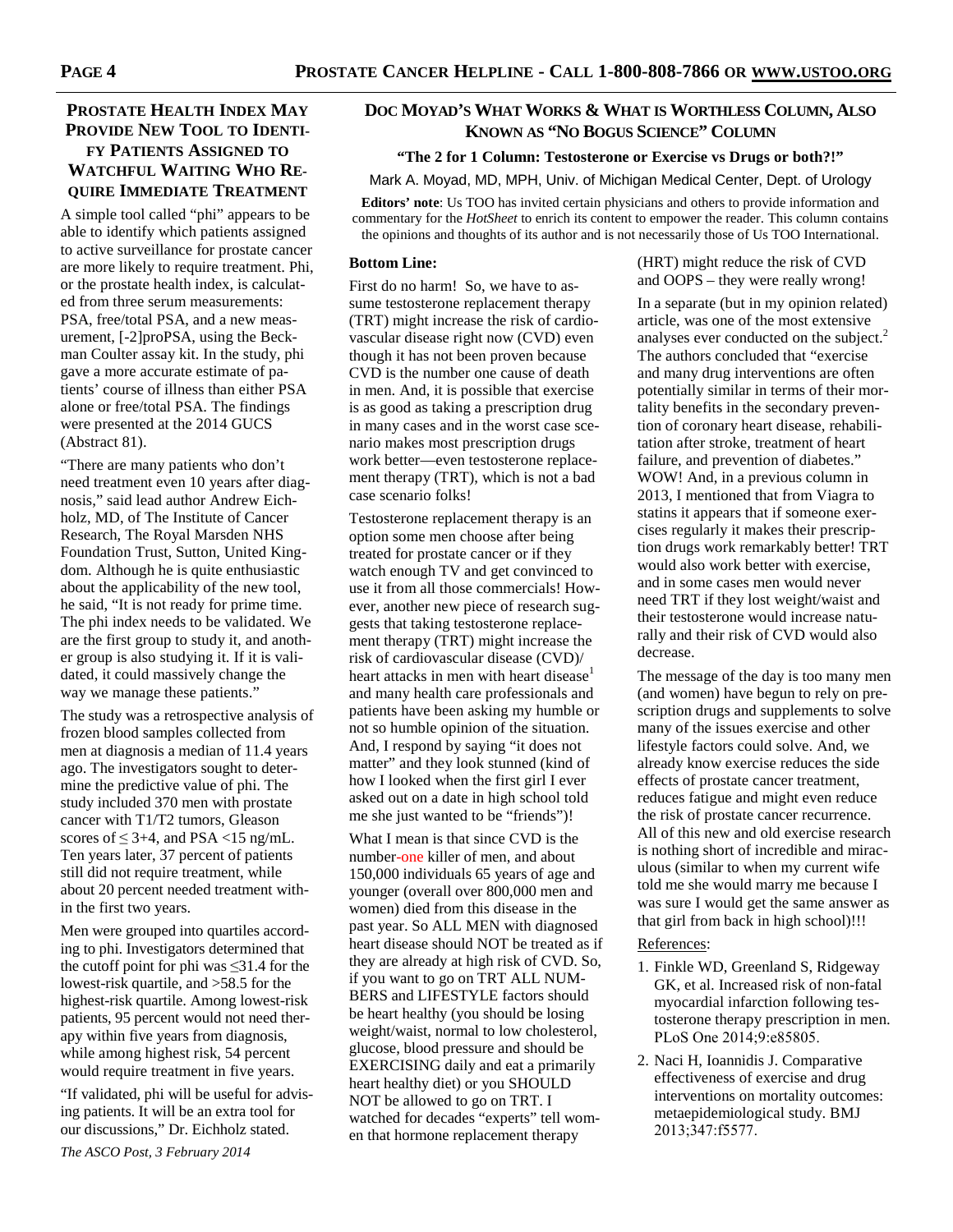## Prostate Health Index May Provide New Tool to Identify Patients Assigned to Watchful Waiting Who Require Immediate Treatment

A simple tool called "phi" appears to be able to identify which patients assigned to active surveillance for prostate cancer are more likely to require treatment. Phi, or the prostate health index, is calculated from three serum measurements: PSA, free/total PSA, and a new measurement, [-2]proPSA, using the Beckman Coulter assay kit. In the study, phi gave a more accurate estimate of patients' course of illness than either PSA alone or free/total PSA. The findings were presented at the 2014 GUCS (Abstract 81).

"There are many patients who don't need treatment even 10 years after diagnosis," said lead author Andrew Eichholz, MD, of The Institute of Cancer Research, The Royal Marsden NHS Foundation Trust, Sutton, United Kingdom. Although he is quite enthusiastic about the applicability of the new tool, he said, "It is not ready for prime time. The phi index needs to be validated. We are the first group to study it, and another group is also studying it. If it is validated, it could massively change the way we manage these patients."

The study was a retrospective analysis of frozen blood samples collected from men at diagnosis a median of 11.4 years ago. The investigators sought to determine the predictive value of phi. The study included 370 men with prostate cancer with T1/T2 tumors, Gleason scores of ≤ 3+4, and PSA <15 ng/mL. Ten years later, 37 percent of patients still did not require treatment, while about 20 percent needed treatment within the first two years.

Men were grouped into quartiles according to phi. Investigators determined that the cutoff point for phi was ≤31.4 for the lowest-risk quartile, and >58.5 for the highest-risk quartile. Among lowest-risk patients, 95 percent would not need therapy within five years from diagnosis, while among highest risk, 54 percent would require treatment in five years.

"If validated, phi will be useful for advising patients. It will be an extra tool for our discussions," Dr. Eichholz stated.

*The ASCO Post, 3 February 2014*

## Doc Moyad's What Works & What is Worthless Column, Also Known as "No Bogus Science" Column

### "The 2 for 1 Column: Testosterone or Exercise vs Drugs or both?!"

Mark A. Moyad, MD, MPH, Univ. of Michigan Medical Center, Dept. of Urology

**Editors' note**: Us TOO has invited certain physicians and others to provide information and commentary for the *HotSheet* to enrich its content to empower the reader. This column contains the opinions and thoughts of its author and is not necessarily those of Us TOO International.

**Bottom Line:**

First do no harm! So, we have to assume testosterone replacement therapy (TRT) might increase the risk of cardiovascular disease right now (CVD) even though it has not been proven because CVD is the number one cause of death in men. And, it is possible that exercise is as good as taking a prescription drug in many cases and in the worst case scenario makes most prescription drugs work better—even testosterone replacement therapy (TRT), which is not a bad case scenario folks!

Testosterone replacement therapy is an option some men choose after being treated for prostate cancer or if they watch enough TV and get convinced to use it from all those commercials! However, another new piece of research suggests that taking testosterone replacement therapy (TRT) might increase the risk of cardiovascular disease (CVD)/ heart attacks in men with heart disease[1] and many health care professionals and patients have been asking my humble or not so humble opinion of the situation. And, I respond by saying "it does not matter" and they look stunned (kind of how I looked when the first girl I ever asked out on a date in high school told me she just wanted to be "friends")!

What I mean is that since CVD is the number-one killer of men, and about 150,000 individuals 65 years of age and younger (overall over 800,000 men and women) died from this disease in the past year. So ALL MEN with diagnosed heart disease should NOT be treated as if they are already at high risk of CVD. So, if you want to go on TRT ALL NUMBERS and LIFESTYLE factors should be heart healthy (you should be losing weight/waist, normal to low cholesterol, glucose, blood pressure and should be EXERCISING daily and eat a primarily heart healthy diet) or you SHOULD NOT be allowed to go on TRT. I watched for decades "experts" tell women that hormone replacement therapy (HRT) might reduce the risk of CVD and OOPS – they were really wrong!

In a separate (but in my opinion related) article, was one of the most extensive analyses ever conducted on the subject.[2] The authors concluded that "exercise and many drug interventions are often potentially similar in terms of their mortality benefits in the secondary prevention of coronary heart disease, rehabilitation after stroke, treatment of heart failure, and prevention of diabetes." WOW! And, in a previous column in 2013, I mentioned that from Viagra to statins it appears that if someone exercises regularly it makes their prescription drugs work remarkably better! TRT would also work better with exercise, and in some cases men would never need TRT if they lost weight/waist and their testosterone would increase naturally and their risk of CVD would also decrease.

The message of the day is too many men (and women) have begun to rely on prescription drugs and supplements to solve many of the issues exercise and other lifestyle factors could solve. And, we already know exercise reduces the side effects of prostate cancer treatment, reduces fatigue and might even reduce the risk of prostate cancer recurrence. All of this new and old exercise research is nothing short of incredible and miraculous (similar to when my current wife told me she would marry me because I was sure I would get the same answer as that girl from back in high school)!!!

References:

1. Finkle WD, Greenland S, Ridgeway GK, et al. Increased risk of non-fatal myocardial infarction following testosterone therapy prescription in men. PLoS One 2014;9:e85805.
2. Naci H, Ioannidis J. Comparative effectiveness of exercise and drug interventions on mortality outcomes: metaepidemiological study. BMJ 2013;347:f5577.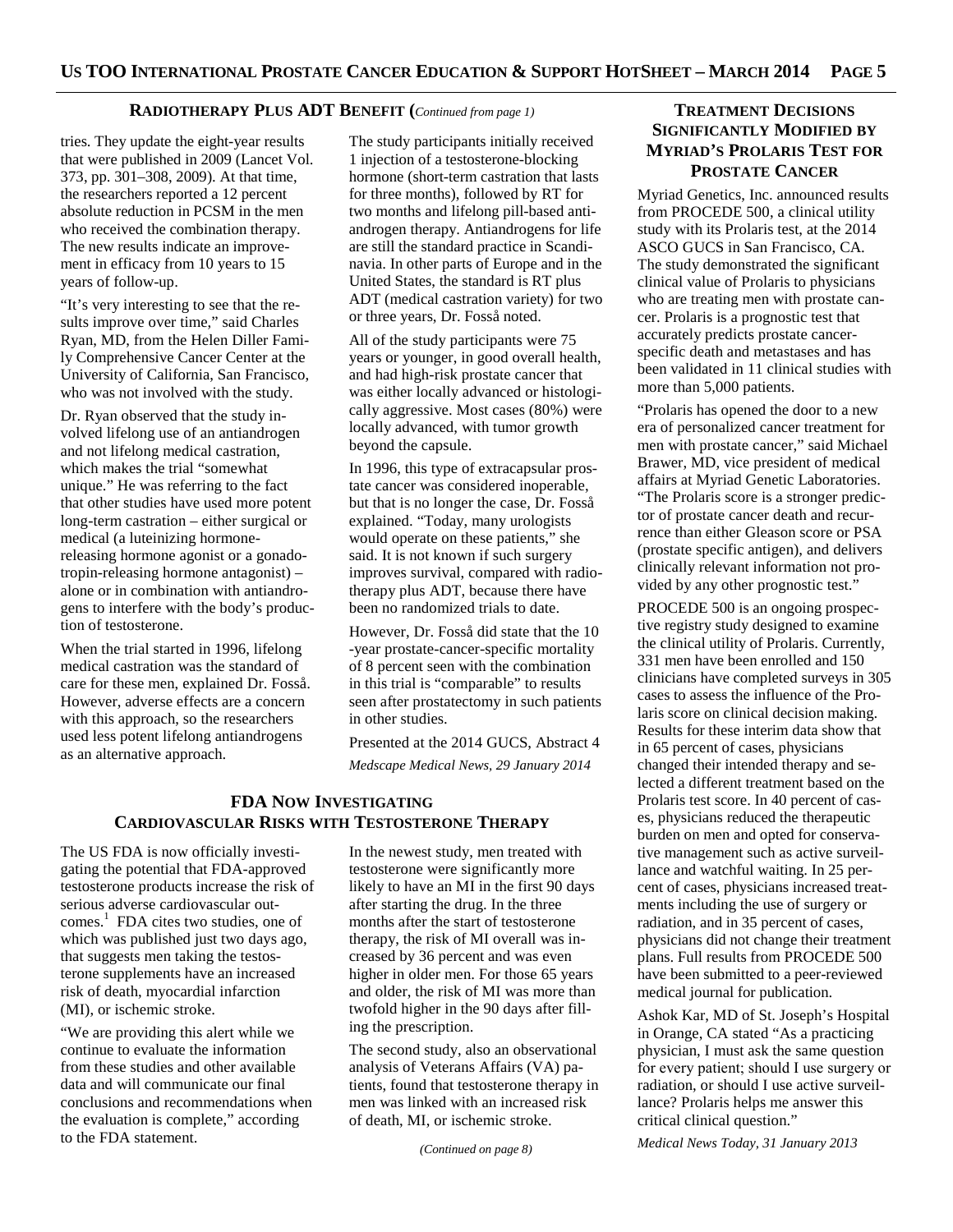## Radiotherapy Plus ADT Benefit (*Continued from page 1*)

tries. They update the eight-year results that were published in 2009 (Lancet Vol. 373, pp. 301–308, 2009). At that time, the researchers reported a 12 percent absolute reduction in PCSM in the men who received the combination therapy. The new results indicate an improvement in efficacy from 10 years to 15 years of follow-up.

"It's very interesting to see that the results improve over time," said Charles Ryan, MD, from the Helen Diller Family Comprehensive Cancer Center at the University of California, San Francisco, who was not involved with the study.

Dr. Ryan observed that the study involved lifelong use of an antiandrogen and not lifelong medical castration, which makes the trial "somewhat unique." He was referring to the fact that other studies have used more potent long-term castration – either surgical or medical (a luteinizing hormone-releasing hormone agonist or a gonadotropin-releasing hormone antagonist) – alone or in combination with antiandrogens to interfere with the body's production of testosterone.

When the trial started in 1996, lifelong medical castration was the standard of care for these men, explained Dr. Fosså. However, adverse effects are a concern with this approach, so the researchers used less potent lifelong antiandrogens as an alternative approach.

The study participants initially received 1 injection of a testosterone-blocking hormone (short-term castration that lasts for three months), followed by RT for two months and lifelong pill-based antiandrogen therapy. Antiandrogens for life are still the standard practice in Scandinavia. In other parts of Europe and in the United States, the standard is RT plus ADT (medical castration variety) for two or three years, Dr. Fosså noted.

All of the study participants were 75 years or younger, in good overall health, and had high-risk prostate cancer that was either locally advanced or histologically aggressive. Most cases (80%) were locally advanced, with tumor growth beyond the capsule.

In 1996, this type of extracapsular prostate cancer was considered inoperable, but that is no longer the case, Dr. Fosså explained. "Today, many urologists would operate on these patients," she said. It is not known if such surgery improves survival, compared with radiotherapy plus ADT, because there have been no randomized trials to date.

However, Dr. Fosså did state that the 10-year prostate-cancer-specific mortality of 8 percent seen with the combination in this trial is "comparable" to results seen after prostatectomy in such patients in other studies.

Presented at the 2014 GUCS, Abstract 4

*Medscape Medical News, 29 January 2014*

## FDA Now Investigating Cardiovascular Risks with Testosterone Therapy

The US FDA is now officially investigating the potential that FDA-approved testosterone products increase the risk of serious adverse cardiovascular outcomes.[1] FDA cites two studies, one of which was published just two days ago, that suggests men taking the testosterone supplements have an increased risk of death, myocardial infarction (MI), or ischemic stroke.

"We are providing this alert while we continue to evaluate the information from these studies and other available data and will communicate our final conclusions and recommendations when the evaluation is complete," according to the FDA statement.

In the newest study, men treated with testosterone were significantly more likely to have an MI in the first 90 days after starting the drug. In the three months after the start of testosterone therapy, the risk of MI overall was increased by 36 percent and was even higher in older men. For those 65 years and older, the risk of MI was more than twofold higher in the 90 days after filling the prescription.

The second study, also an observational analysis of Veterans Affairs (VA) patients, found that testosterone therapy in men was linked with an increased risk of death, MI, or ischemic stroke.

*(Continued on page 8)*

## Treatment Decisions Significantly Modified by Myriad's Prolaris Test for Prostate Cancer

Myriad Genetics, Inc. announced results from PROCEDE 500, a clinical utility study with its Prolaris test, at the 2014 ASCO GUCS in San Francisco, CA. The study demonstrated the significant clinical value of Prolaris to physicians who are treating men with prostate cancer. Prolaris is a prognostic test that accurately predicts prostate cancer-specific death and metastases and has been validated in 11 clinical studies with more than 5,000 patients.

"Prolaris has opened the door to a new era of personalized cancer treatment for men with prostate cancer," said Michael Brawer, MD, vice president of medical affairs at Myriad Genetic Laboratories. "The Prolaris score is a stronger predictor of prostate cancer death and recurrence than either Gleason score or PSA (prostate specific antigen), and delivers clinically relevant information not provided by any other prognostic test."

PROCEDE 500 is an ongoing prospective registry study designed to examine the clinical utility of Prolaris. Currently, 331 men have been enrolled and 150 clinicians have completed surveys in 305 cases to assess the influence of the Prolaris score on clinical decision making. Results for these interim data show that in 65 percent of cases, physicians changed their intended therapy and selected a different treatment based on the Prolaris test score. In 40 percent of cases, physicians reduced the therapeutic burden on men and opted for conservative management such as active surveillance and watchful waiting. In 25 percent of cases, physicians increased treatments including the use of surgery or radiation, and in 35 percent of cases, physicians did not change their treatment plans. Full results from PROCEDE 500 have been submitted to a peer-reviewed medical journal for publication.

Ashok Kar, MD of St. Joseph's Hospital in Orange, CA stated "As a practicing physician, I must ask the same question for every patient; should I use surgery or radiation, or should I use active surveillance? Prolaris helps me answer this critical clinical question."

*Medical News Today, 31 January 2013*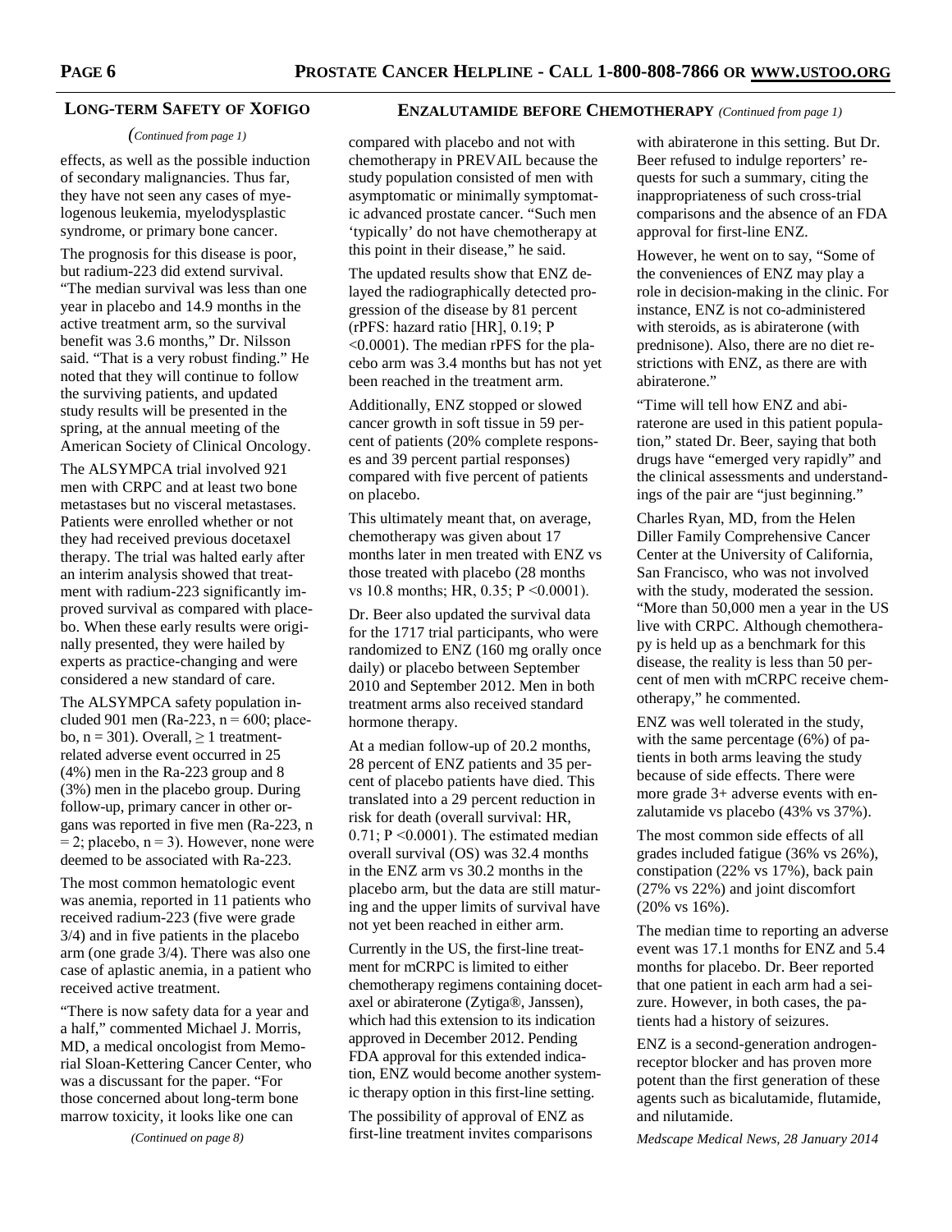## Long-term Safety of Xofigo

*(Continued from page 1)*

effects, as well as the possible induction of secondary malignancies. Thus far, they have not seen any cases of myelogenous leukemia, myelodysplastic syndrome, or primary bone cancer.

The prognosis for this disease is poor, but radium-223 did extend survival. "The median survival was less than one year in placebo and 14.9 months in the active treatment arm, so the survival benefit was 3.6 months," Dr. Nilsson said. "That is a very robust finding." He noted that they will continue to follow the surviving patients, and updated study results will be presented in the spring, at the annual meeting of the American Society of Clinical Oncology.

The ALSYMPCA trial involved 921 men with CRPC and at least two bone metastases but no visceral metastases. Patients were enrolled whether or not they had received previous docetaxel therapy. The trial was halted early after an interim analysis showed that treatment with radium-223 significantly improved survival as compared with placebo. When these early results were originally presented, they were hailed by experts as practice-changing and were considered a new standard of care.

The ALSYMPCA safety population included 901 men (Ra-223, n = 600; placebo, n = 301). Overall, ≥ 1 treatment-related adverse event occurred in 25 (4%) men in the Ra-223 group and 8 (3%) men in the placebo group. During follow-up, primary cancer in other organs was reported in five men (Ra-223, n = 2; placebo, n = 3). However, none were deemed to be associated with Ra-223.

The most common hematologic event was anemia, reported in 11 patients who received radium-223 (five were grade 3/4) and in five patients in the placebo arm (one grade 3/4). There was also one case of aplastic anemia, in a patient who received active treatment.

"There is now safety data for a year and a half," commented Michael J. Morris, MD, a medical oncologist from Memorial Sloan-Kettering Cancer Center, who was a discussant for the paper. "For those concerned about long-term bone marrow toxicity, it looks like one can

*(Continued on page 8)*

## Enzalutamide before Chemotherapy *(Continued from page 1)*

compared with placebo and not with chemotherapy in PREVAIL because the study population consisted of men with asymptomatic or minimally symptomatic advanced prostate cancer. "Such men 'typically' do not have chemotherapy at this point in their disease," he said.

The updated results show that ENZ delayed the radiographically detected progression of the disease by 81 percent (rPFS: hazard ratio [HR], 0.19; P <0.0001). The median rPFS for the placebo arm was 3.4 months but has not yet been reached in the treatment arm.

Additionally, ENZ stopped or slowed cancer growth in soft tissue in 59 percent of patients (20% complete responses and 39 percent partial responses) compared with five percent of patients on placebo.

This ultimately meant that, on average, chemotherapy was given about 17 months later in men treated with ENZ vs those treated with placebo (28 months vs 10.8 months; HR, 0.35; P <0.0001).

Dr. Beer also updated the survival data for the 1717 trial participants, who were randomized to ENZ (160 mg orally once daily) or placebo between September 2010 and September 2012. Men in both treatment arms also received standard hormone therapy.

At a median follow-up of 20.2 months, 28 percent of ENZ patients and 35 percent of placebo patients have died. This translated into a 29 percent reduction in risk for death (overall survival: HR, 0.71; P <0.0001). The estimated median overall survival (OS) was 32.4 months in the ENZ arm vs 30.2 months in the placebo arm, but the data are still maturing and the upper limits of survival have not yet been reached in either arm.

Currently in the US, the first-line treatment for mCRPC is limited to either chemotherapy regimens containing docetaxel or abiraterone (Zytiga®, Janssen), which had this extension to its indication approved in December 2012. Pending FDA approval for this extended indication, ENZ would become another systemic therapy option in this first-line setting.

The possibility of approval of ENZ as first-line treatment invites comparisons with abiraterone in this setting. But Dr. Beer refused to indulge reporters' requests for such a summary, citing the inappropriateness of such cross-trial comparisons and the absence of an FDA approval for first-line ENZ.

However, he went on to say, "Some of the conveniences of ENZ may play a role in decision-making in the clinic. For instance, ENZ is not co-administered with steroids, as is abiraterone (with prednisone). Also, there are no diet restrictions with ENZ, as there are with abiraterone."

"Time will tell how ENZ and abiraterone are used in this patient population," stated Dr. Beer, saying that both drugs have "emerged very rapidly" and the clinical assessments and understandings of the pair are "just beginning."

Charles Ryan, MD, from the Helen Diller Family Comprehensive Cancer Center at the University of California, San Francisco, who was not involved with the study, moderated the session. "More than 50,000 men a year in the US live with CRPC. Although chemotherapy is held up as a benchmark for this disease, the reality is less than 50 percent of men with mCRPC receive chemotherapy," he commented.

ENZ was well tolerated in the study, with the same percentage (6%) of patients in both arms leaving the study because of side effects. There were more grade 3+ adverse events with enzalutamide vs placebo (43% vs 37%).

The most common side effects of all grades included fatigue (36% vs 26%), constipation (22% vs 17%), back pain (27% vs 22%) and joint discomfort (20% vs 16%).

The median time to reporting an adverse event was 17.1 months for ENZ and 5.4 months for placebo. Dr. Beer reported that one patient in each arm had a seizure. However, in both cases, the patients had a history of seizures.

ENZ is a second-generation androgen-receptor blocker and has proven more potent than the first generation of these agents such as bicalutamide, flutamide, and nilutamide.

*Medscape Medical News, 28 January 2014*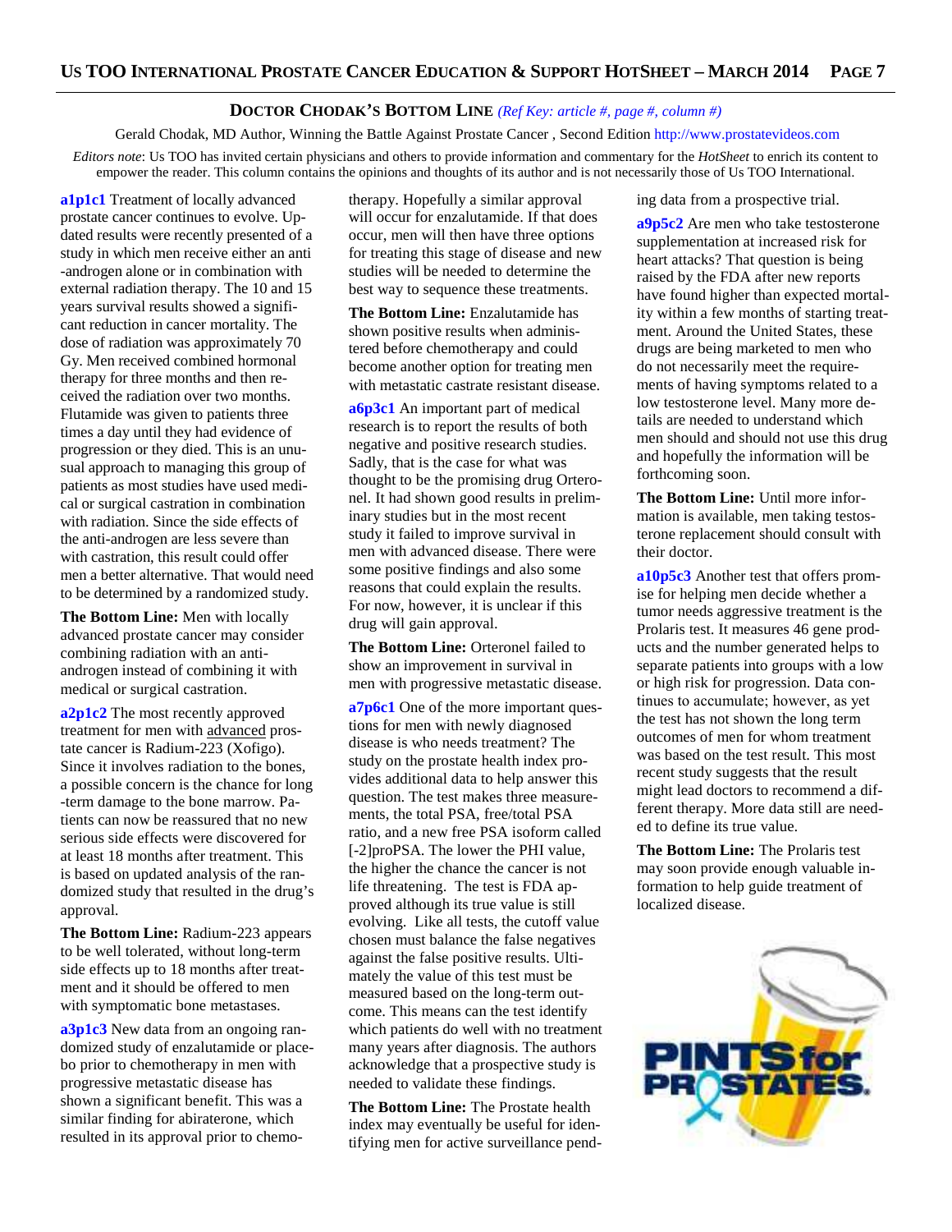## DOCTOR CHODAK'S BOTTOM LINE *(Ref Key: article #, page #, column #)*

Gerald Chodak, MD Author, Winning the Battle Against Prostate Cancer , Second Edition http://www.prostatevideos.com

*Editors note*: Us TOO has invited certain physicians and others to provide information and commentary for the *HotSheet* to enrich its content to empower the reader. This column contains the opinions and thoughts of its author and is not necessarily those of Us TOO International.

**a1p1c1** Treatment of locally advanced prostate cancer continues to evolve. Updated results were recently presented of a study in which men receive either an anti-androgen alone or in combination with external radiation therapy. The 10 and 15 years survival results showed a significant reduction in cancer mortality. The dose of radiation was approximately 70 Gy. Men received combined hormonal therapy for three months and then received the radiation over two months. Flutamide was given to patients three times a day until they had evidence of progression or they died. This is an unusual approach to managing this group of patients as most studies have used medical or surgical castration in combination with radiation. Since the side effects of the anti-androgen are less severe than with castration, this result could offer men a better alternative. That would need to be determined by a randomized study.

**The Bottom Line:** Men with locally advanced prostate cancer may consider combining radiation with an anti-androgen instead of combining it with medical or surgical castration.

**a2p1c2** The most recently approved treatment for men with advanced prostate cancer is Radium-223 (Xofigo). Since it involves radiation to the bones, a possible concern is the chance for long-term damage to the bone marrow. Patients can now be reassured that no new serious side effects were discovered for at least 18 months after treatment. This is based on updated analysis of the randomized study that resulted in the drug's approval.

**The Bottom Line:** Radium-223 appears to be well tolerated, without long-term side effects up to 18 months after treatment and it should be offered to men with symptomatic bone metastases.

**a3p1c3** New data from an ongoing randomized study of enzalutamide or placebo prior to chemotherapy in men with progressive metastatic disease has shown a significant benefit. This was a similar finding for abiraterone, which resulted in its approval prior to chemotherapy. Hopefully a similar approval will occur for enzalutamide. If that does occur, men will then have three options for treating this stage of disease and new studies will be needed to determine the best way to sequence these treatments.

**The Bottom Line:** Enzalutamide has shown positive results when administered before chemotherapy and could become another option for treating men with metastatic castrate resistant disease.

**a6p3c1** An important part of medical research is to report the results of both negative and positive research studies. Sadly, that is the case for what was thought to be the promising drug Orteronel. It had shown good results in preliminary studies but in the most recent study it failed to improve survival in men with advanced disease. There were some positive findings and also some reasons that could explain the results. For now, however, it is unclear if this drug will gain approval.

**The Bottom Line:** Orteronel failed to show an improvement in survival in men with progressive metastatic disease.

**a7p6c1** One of the more important questions for men with newly diagnosed disease is who needs treatment? The study on the prostate health index provides additional data to help answer this question. The test makes three measurements, the total PSA, free/total PSA ratio, and a new free PSA isoform called [-2]proPSA. The lower the PHI value, the higher the chance the cancer is not life threatening. The test is FDA approved although its true value is still evolving. Like all tests, the cutoff value chosen must balance the false negatives against the false positive results. Ultimately the value of this test must be measured based on the long-term outcome. This means can the test identify which patients do well with no treatment many years after diagnosis. The authors acknowledge that a prospective study is needed to validate these findings.

**The Bottom Line:** The Prostate health index may eventually be useful for identifying men for active surveillance pending data from a prospective trial.

**a9p5c2** Are men who take testosterone supplementation at increased risk for heart attacks? That question is being raised by the FDA after new reports have found higher than expected mortality within a few months of starting treatment. Around the United States, these drugs are being marketed to men who do not necessarily meet the requirements of having symptoms related to a low testosterone level. Many more details are needed to understand which men should and should not use this drug and hopefully the information will be forthcoming soon.

**The Bottom Line:** Until more information is available, men taking testosterone replacement should consult with their doctor.

**a10p5c3** Another test that offers promise for helping men decide whether a tumor needs aggressive treatment is the Prolaris test. It measures 46 gene products and the number generated helps to separate patients into groups with a low or high risk for progression. Data continues to accumulate; however, as yet the test has not shown the long term outcomes of men for whom treatment was based on the test result. This most recent study suggests that the result might lead doctors to recommend a different therapy. More data still are needed to define its true value.

**The Bottom Line:** The Prolaris test may soon provide enough valuable information to help guide treatment of localized disease.

PINTS for PROSTATES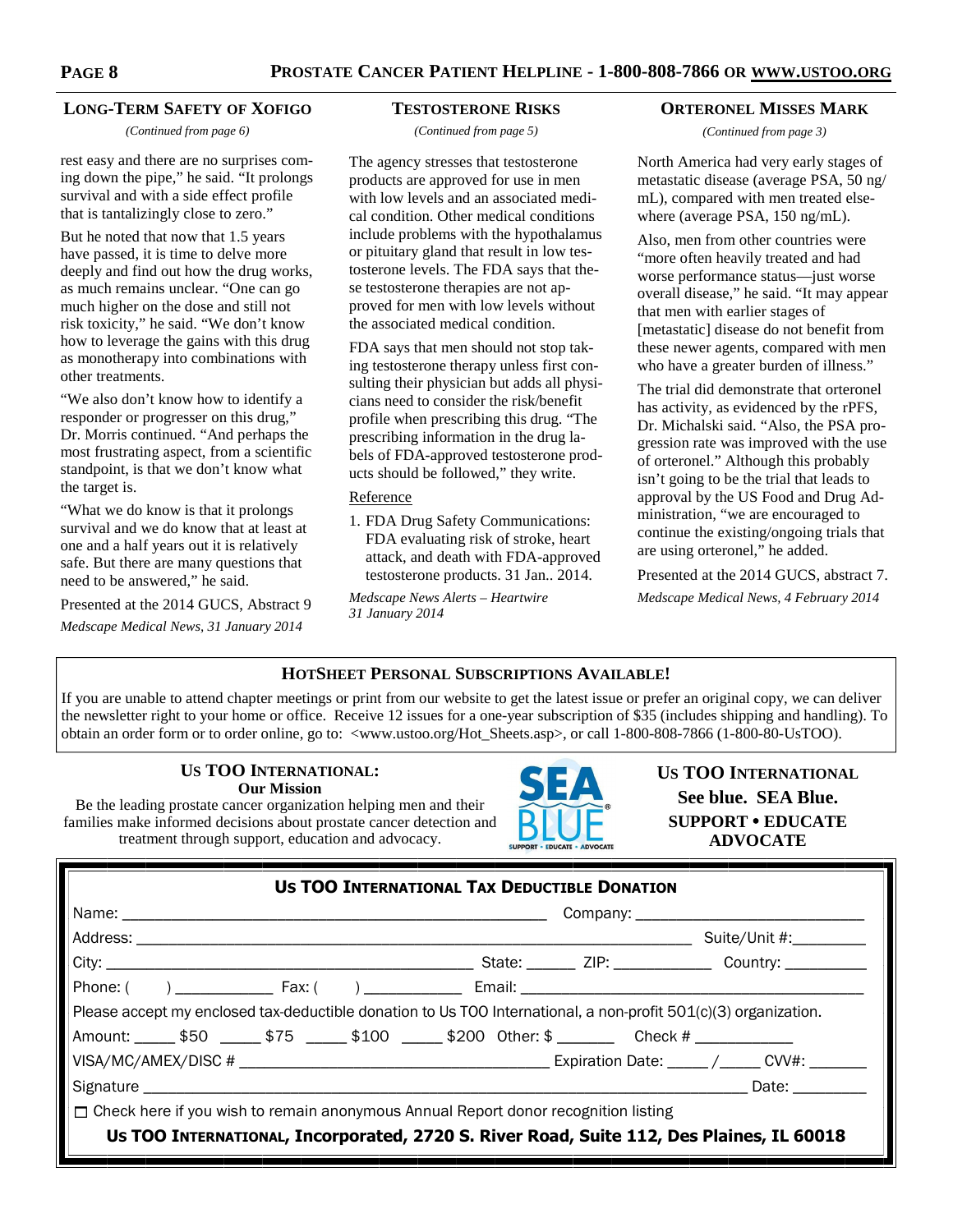## LONG-TERM SAFETY OF XOFIGO

*(Continued from page 6)*

rest easy and there are no surprises coming down the pipe," he said. "It prolongs survival and with a side effect profile that is tantalizingly close to zero."

But he noted that now that 1.5 years have passed, it is time to delve more deeply and find out how the drug works, as much remains unclear. "One can go much higher on the dose and still not risk toxicity," he said. "We don't know how to leverage the gains with this drug as monotherapy into combinations with other treatments.

"We also don't know how to identify a responder or progresser on this drug," Dr. Morris continued. "And perhaps the most frustrating aspect, from a scientific standpoint, is that we don't know what the target is.

"What we do know is that it prolongs survival and we do know that at least at one and a half years out it is relatively safe. But there are many questions that need to be answered," he said.

Presented at the 2014 GUCS, Abstract 9

*Medscape Medical News, 31 January 2014*

## TESTOSTERONE RISKS

*(Continued from page 5)*

The agency stresses that testosterone products are approved for use in men with low levels and an associated medical condition. Other medical conditions include problems with the hypothalamus or pituitary gland that result in low testosterone levels. The FDA says that these testosterone therapies are not approved for men with low levels without the associated medical condition.

FDA says that men should not stop taking testosterone therapy unless first consulting their physician but adds all physicians need to consider the risk/benefit profile when prescribing this drug. "The prescribing information in the drug labels of FDA-approved testosterone products should be followed," they write.

Reference

1. FDA Drug Safety Communications: FDA evaluating risk of stroke, heart attack, and death with FDA-approved testosterone products. 31 Jan.. 2014.

*Medscape News Alerts – Heartwire 31 January 2014*

## ORTERONEL MISSES MARK

*(Continued from page 3)*

North America had very early stages of metastatic disease (average PSA, 50 ng/mL), compared with men treated elsewhere (average PSA, 150 ng/mL).

Also, men from other countries were "more often heavily treated and had worse performance status—just worse overall disease," he said. "It may appear that men with earlier stages of [metastatic] disease do not benefit from these newer agents, compared with men who have a greater burden of illness."

The trial did demonstrate that orteronel has activity, as evidenced by the rPFS, Dr. Michalski said. "Also, the PSA progression rate was improved with the use of orteronel." Although this probably isn't going to be the trial that leads to approval by the US Food and Drug Administration, "we are encouraged to continue the existing/ongoing trials that are using orteronel," he added.

Presented at the 2014 GUCS, abstract 7.

*Medscape Medical News, 4 February 2014*

---

## HOTSHEET PERSONAL SUBSCRIPTIONS AVAILABLE!

If you are unable to attend chapter meetings or print from our website to get the latest issue or prefer an original copy, we can deliver the newsletter right to your home or office. Receive 12 issues for a one-year subscription of $35 (includes shipping and handling). To obtain an order form or to order online, go to: <www.ustoo.org/Hot_Sheets.asp>, or call 1-800-808-7866 (1-800-80-UsTOO).

---

**US TOO INTERNATIONAL:**
**Our Mission**

Be the leading prostate cancer organization helping men and their families make informed decisions about prostate cancer detection and treatment through support, education and advocacy.

SEA BLUE®
SUPPORT • EDUCATE • ADVOCATE

**US TOO INTERNATIONAL**
**See blue. SEA Blue.**
**SUPPORT • EDUCATE ADVOCATE**

---

## US TOO INTERNATIONAL TAX DEDUCTIBLE DONATION

Name: ______________________________ Company: ______________________

Address: ____________________________________________ Suite/Unit #: ________

City: ______________________________ State: ______ ZIP: ___________ Country: __________

Phone: ( ) ___________ Fax: ( ) ___________ Email: ______________________________

Please accept my enclosed tax-deductible donation to Us TOO International, a non-profit 501(c)(3) organization.

Amount: _____ $50 _____ $75 _____ $100 _____ $200 Other: $ _______ Check # ___________

VISA/MC/AMEX/DISC # ______________________________ Expiration Date: _____ /_____ CVV#: _______

Signature ____________________________________________________________ Date: _________

☐ Check here if you wish to remain anonymous Annual Report donor recognition listing

**US TOO INTERNATIONAL, Incorporated, 2720 S. River Road, Suite 112, Des Plaines, IL 60018**